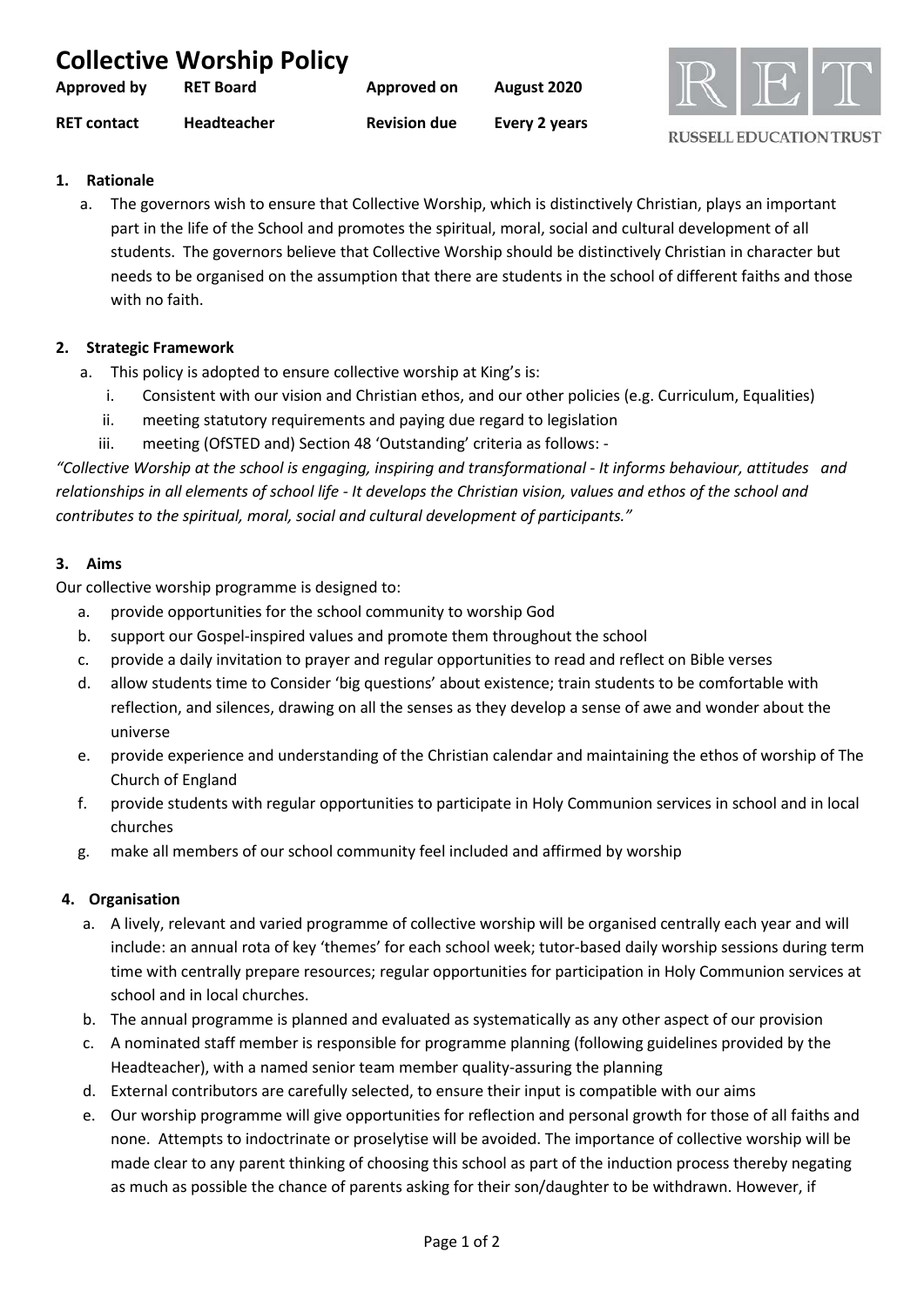# Collective Worship Policy

| Approved by | RET Board | Approved on | August 2020 |
|---|---|---|---|
| RET contact | Headteacher | Revision due | Every 2 years |

RUSSELL EDUCATION TRUST

## 1. Rationale

a. The governors wish to ensure that Collective Worship, which is distinctively Christian, plays an important part in the life of the School and promotes the spiritual, moral, social and cultural development of all students. The governors believe that Collective Worship should be distinctively Christian in character but needs to be organised on the assumption that there are students in the school of different faiths and those with no faith.

## 2. Strategic Framework

a. This policy is adopted to ensure collective worship at King's is:
   i. Consistent with our vision and Christian ethos, and our other policies (e.g. Curriculum, Equalities)
   ii. meeting statutory requirements and paying due regard to legislation
   iii. meeting (OfSTED and) Section 48 'Outstanding' criteria as follows: -

*"Collective Worship at the school is engaging, inspiring and transformational - It informs behaviour, attitudes and relationships in all elements of school life - It develops the Christian vision, values and ethos of the school and contributes to the spiritual, moral, social and cultural development of participants."*

## 3. Aims

Our collective worship programme is designed to:

a. provide opportunities for the school community to worship God
b. support our Gospel-inspired values and promote them throughout the school
c. provide a daily invitation to prayer and regular opportunities to read and reflect on Bible verses
d. allow students time to Consider 'big questions' about existence; train students to be comfortable with reflection, and silences, drawing on all the senses as they develop a sense of awe and wonder about the universe
e. provide experience and understanding of the Christian calendar and maintaining the ethos of worship of The Church of England
f. provide students with regular opportunities to participate in Holy Communion services in school and in local churches
g. make all members of our school community feel included and affirmed by worship

## 4. Organisation

a. A lively, relevant and varied programme of collective worship will be organised centrally each year and will include: an annual rota of key 'themes' for each school week; tutor-based daily worship sessions during term time with centrally prepare resources; regular opportunities for participation in Holy Communion services at school and in local churches.
b. The annual programme is planned and evaluated as systematically as any other aspect of our provision
c. A nominated staff member is responsible for programme planning (following guidelines provided by the Headteacher), with a named senior team member quality-assuring the planning
d. External contributors are carefully selected, to ensure their input is compatible with our aims
e. Our worship programme will give opportunities for reflection and personal growth for those of all faiths and none. Attempts to indoctrinate or proselytise will be avoided. The importance of collective worship will be made clear to any parent thinking of choosing this school as part of the induction process thereby negating as much as possible the chance of parents asking for their son/daughter to be withdrawn. However, if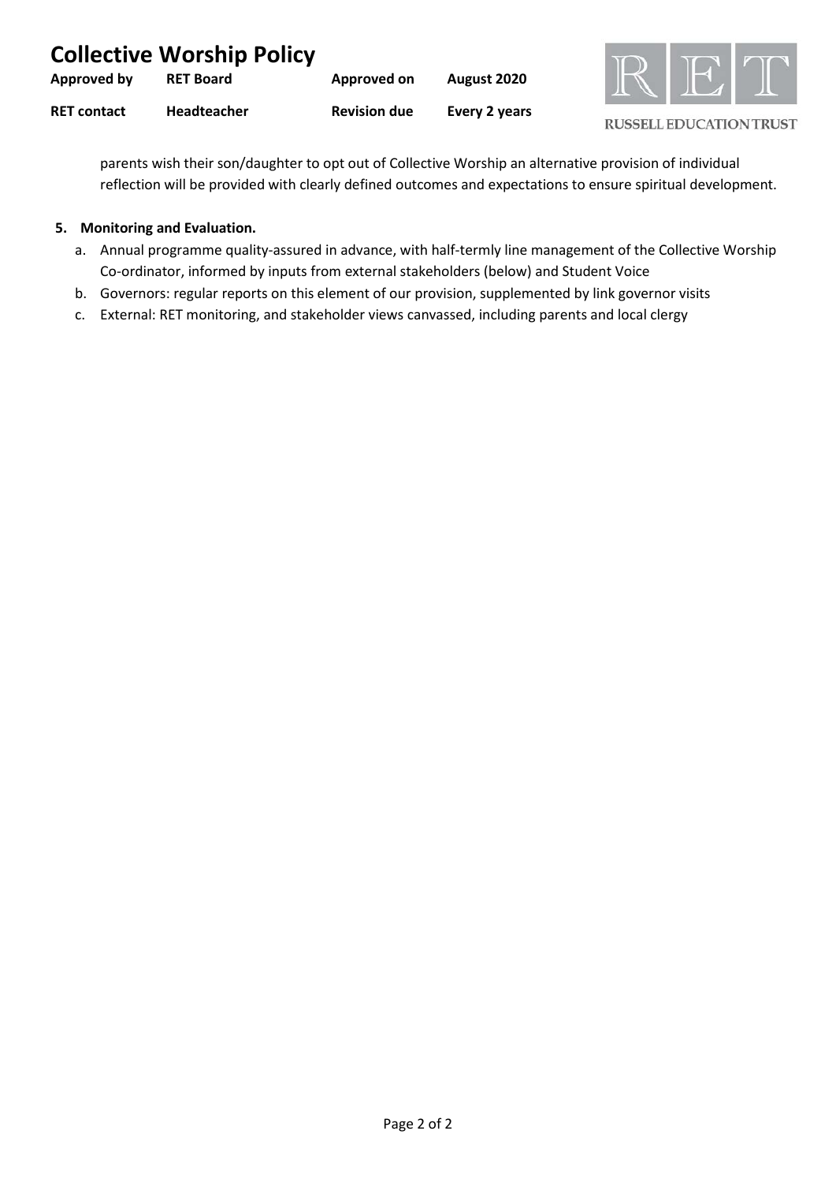parents wish their son/daughter to opt out of Collective Worship an alternative provision of individual reflection will be provided with clearly defined outcomes and expectations to ensure spiritual development.

**5. Monitoring and Evaluation.**

a. Annual programme quality-assured in advance, with half-termly line management of the Collective Worship Co-ordinator, informed by inputs from external stakeholders (below) and Student Voice
b. Governors: regular reports on this element of our provision, supplemented by link governor visits
c. External: RET monitoring, and stakeholder views canvassed, including parents and local clergy